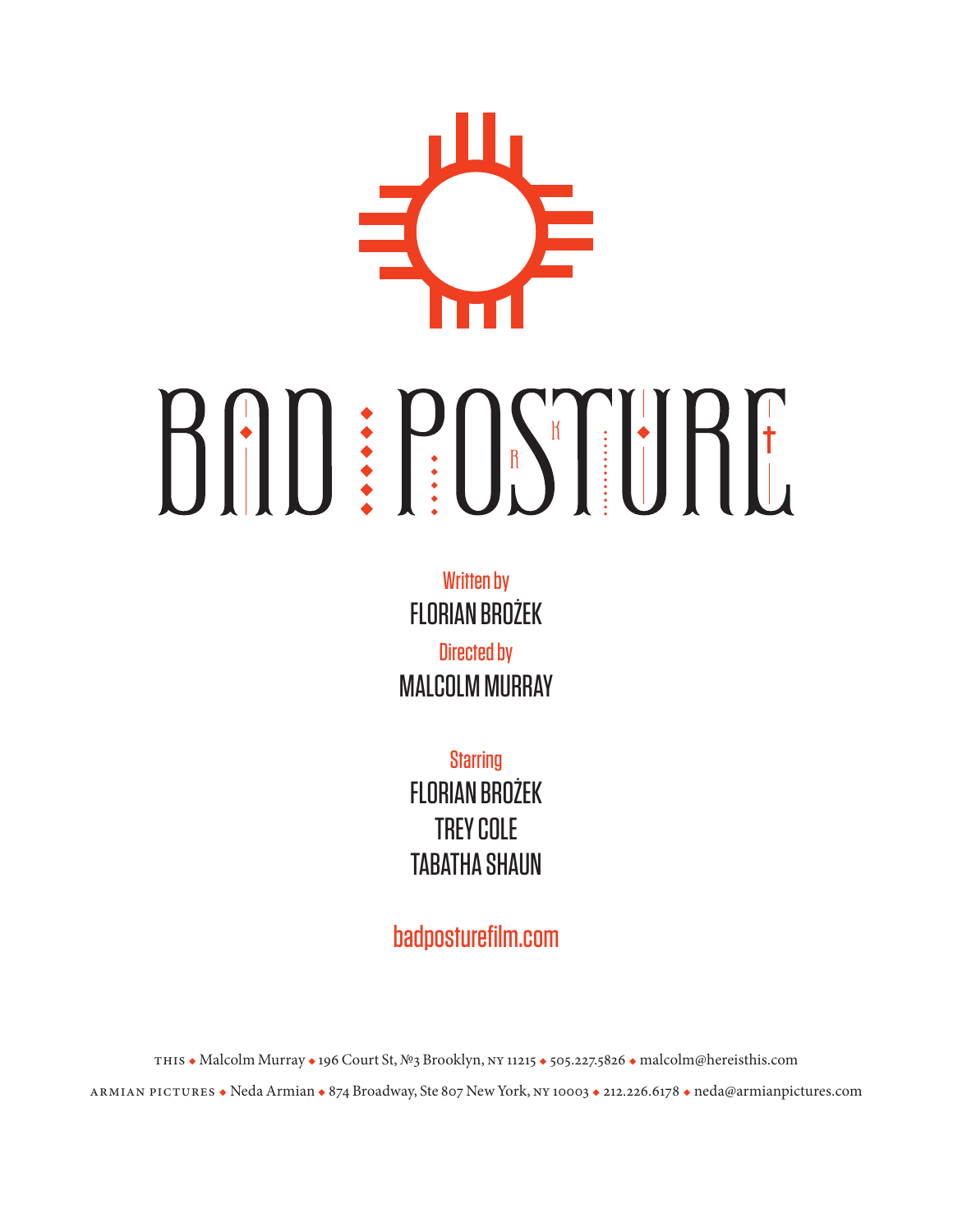# BAD POSTURE

Written by

FLORIAN BROŻEK

Directed by

MALCOLM MURRAY

Starring

FLORIAN BROŻEK

TREY COLE

TABATHA SHAUN

badposturefilm.com

THIS ◆ Malcolm Murray ◆ 196 Court St, №3 Brooklyn, NY 11215 ◆ 505.227.5826 ◆ malcolm@hereisthis.com

ARMIAN PICTURES ◆ Neda Armian ◆ 874 Broadway, Ste 807 New York, NY 10003 ◆ 212.226.6178 ◆ neda@armianpictures.com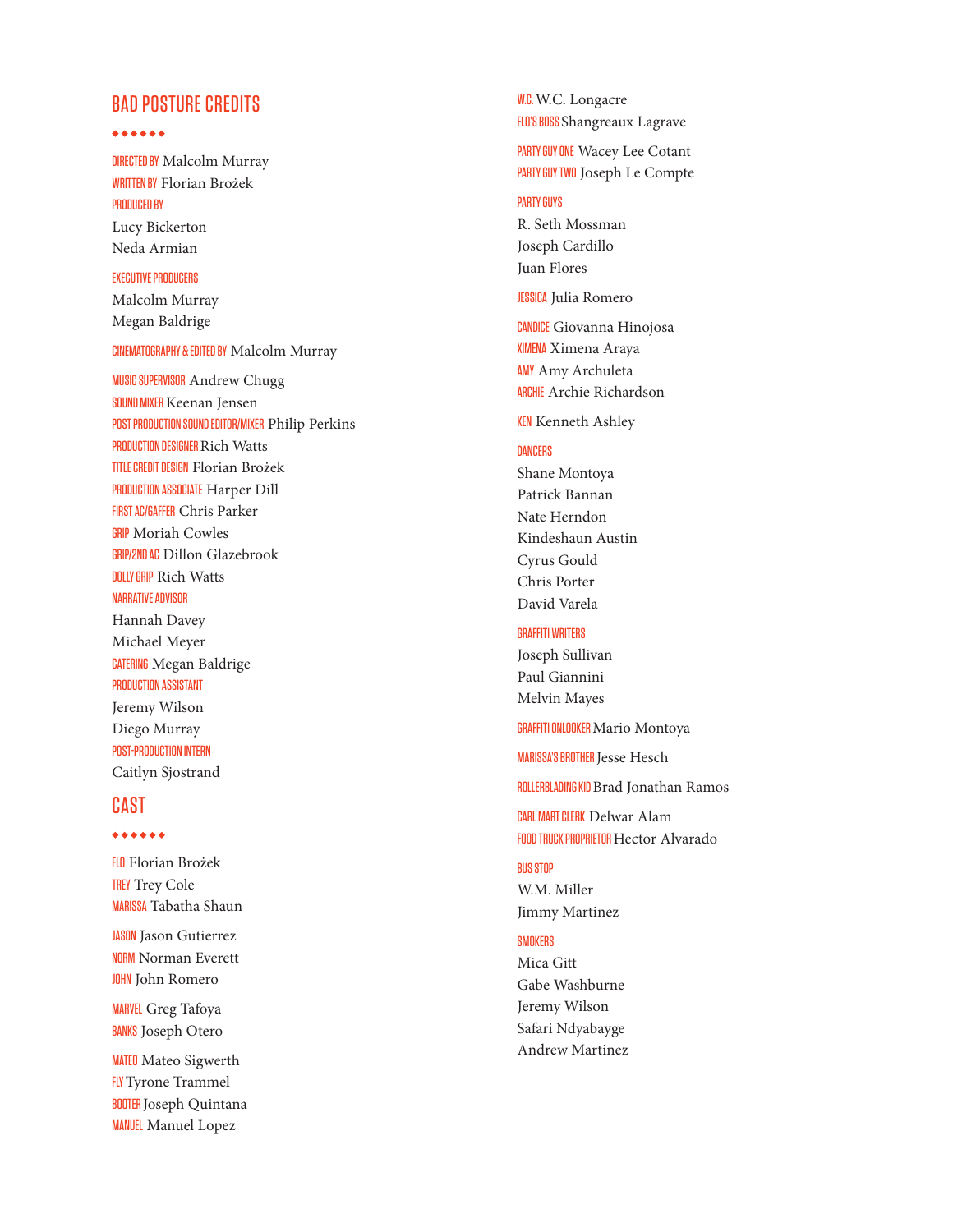## BAD POSTURE CREDITS

◆◆◆◆◆◆

DIRECTED BY Malcolm Murray
WRITTEN BY Florian Brożek
PRODUCED BY
Lucy Bickerton
Neda Armian

EXECUTIVE PRODUCERS
Malcolm Murray
Megan Baldrige

CINEMATOGRAPHY & EDITED BY Malcolm Murray

MUSIC SUPERVISOR Andrew Chugg
SOUND MIXER Keenan Jensen
POST PRODUCTION SOUND EDITOR/MIXER Philip Perkins
PRODUCTION DESIGNER Rich Watts
TITLE CREDIT DESIGN Florian Brożek
PRODUCTION ASSOCIATE Harper Dill
FIRST AC/GAFFER Chris Parker
GRIP Moriah Cowles
GRIP/2ND AC Dillon Glazebrook
DOLLY GRIP Rich Watts
NARRATIVE ADVISOR
Hannah Davey
Michael Meyer
CATERING Megan Baldrige
PRODUCTION ASSISTANT
Jeremy Wilson
Diego Murray
POST-PRODUCTION INTERN
Caitlyn Sjostrand

## CAST

◆◆◆◆◆◆

FLO Florian Brożek
TREY Trey Cole
MARISSA Tabatha Shaun

JASON Jason Gutierrez
NORM Norman Everett
JOHN John Romero

MARVEL Greg Tafoya
BANKS Joseph Otero

MATEO Mateo Sigwerth
FLY Tyrone Trammel
BOOTER Joseph Quintana
MANUEL Manuel Lopez

W.C. W.C. Longacre
FLO'S BOSS Shangreaux Lagrave

PARTY GUY ONE Wacey Lee Cotant
PARTY GUY TWO Joseph Le Compte

PARTY GUYS
R. Seth Mossman
Joseph Cardillo
Juan Flores

JESSICA Julia Romero

CANDICE Giovanna Hinojosa
XIMENA Ximena Araya
AMY Amy Archuleta
ARCHIE Archie Richardson

KEN Kenneth Ashley

DANCERS
Shane Montoya
Patrick Bannan
Nate Herndon
Kindeshaun Austin
Cyrus Gould
Chris Porter
David Varela

GRAFFITI WRITERS
Joseph Sullivan
Paul Giannini
Melvin Mayes

GRAFFITI ONLOOKER Mario Montoya

MARISSA'S BROTHER Jesse Hesch

ROLLERBLADING KID Brad Jonathan Ramos

CARL MART CLERK Delwar Alam
FOOD TRUCK PROPRIETOR Hector Alvarado

BUS STOP
W.M. Miller
Jimmy Martinez

SMOKERS
Mica Gitt
Gabe Washburne
Jeremy Wilson
Safari Ndyabayge
Andrew Martinez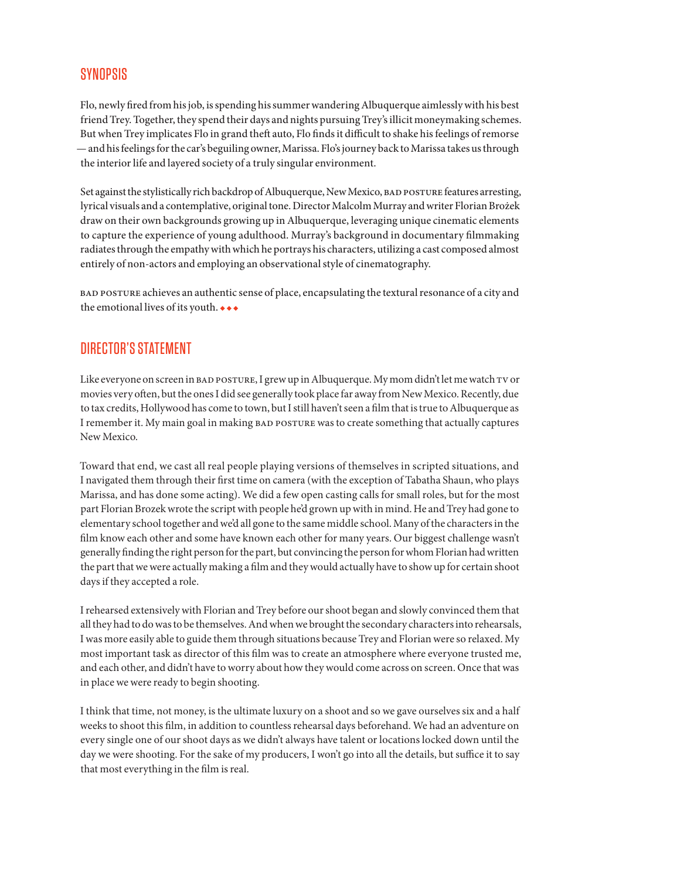## SYNOPSIS

Flo, newly fired from his job, is spending his summer wandering Albuquerque aimlessly with his best friend Trey. Together, they spend their days and nights pursuing Trey's illicit moneymaking schemes. But when Trey implicates Flo in grand theft auto, Flo finds it difficult to shake his feelings of remorse — and his feelings for the car's beguiling owner, Marissa. Flo's journey back to Marissa takes us through the interior life and layered society of a truly singular environment.

Set against the stylistically rich backdrop of Albuquerque, New Mexico, BAD POSTURE features arresting, lyrical visuals and a contemplative, original tone. Director Malcolm Murray and writer Florian Brożek draw on their own backgrounds growing up in Albuquerque, leveraging unique cinematic elements to capture the experience of young adulthood. Murray's background in documentary filmmaking radiates through the empathy with which he portrays his characters, utilizing a cast composed almost entirely of non-actors and employing an observational style of cinematography.

BAD POSTURE achieves an authentic sense of place, encapsulating the textural resonance of a city and the emotional lives of its youth. ◆◆◆

## DIRECTOR'S STATEMENT

Like everyone on screen in BAD POSTURE, I grew up in Albuquerque. My mom didn't let me watch TV or movies very often, but the ones I did see generally took place far away from New Mexico. Recently, due to tax credits, Hollywood has come to town, but I still haven't seen a film that is true to Albuquerque as I remember it. My main goal in making BAD POSTURE was to create something that actually captures New Mexico.

Toward that end, we cast all real people playing versions of themselves in scripted situations, and I navigated them through their first time on camera (with the exception of Tabatha Shaun, who plays Marissa, and has done some acting). We did a few open casting calls for small roles, but for the most part Florian Brozek wrote the script with people he'd grown up with in mind. He and Trey had gone to elementary school together and we'd all gone to the same middle school. Many of the characters in the film know each other and some have known each other for many years. Our biggest challenge wasn't generally finding the right person for the part, but convincing the person for whom Florian had written the part that we were actually making a film and they would actually have to show up for certain shoot days if they accepted a role.

I rehearsed extensively with Florian and Trey before our shoot began and slowly convinced them that all they had to do was to be themselves. And when we brought the secondary characters into rehearsals, I was more easily able to guide them through situations because Trey and Florian were so relaxed. My most important task as director of this film was to create an atmosphere where everyone trusted me, and each other, and didn't have to worry about how they would come across on screen. Once that was in place we were ready to begin shooting.

I think that time, not money, is the ultimate luxury on a shoot and so we gave ourselves six and a half weeks to shoot this film, in addition to countless rehearsal days beforehand. We had an adventure on every single one of our shoot days as we didn't always have talent or locations locked down until the day we were shooting. For the sake of my producers, I won't go into all the details, but suffice it to say that most everything in the film is real.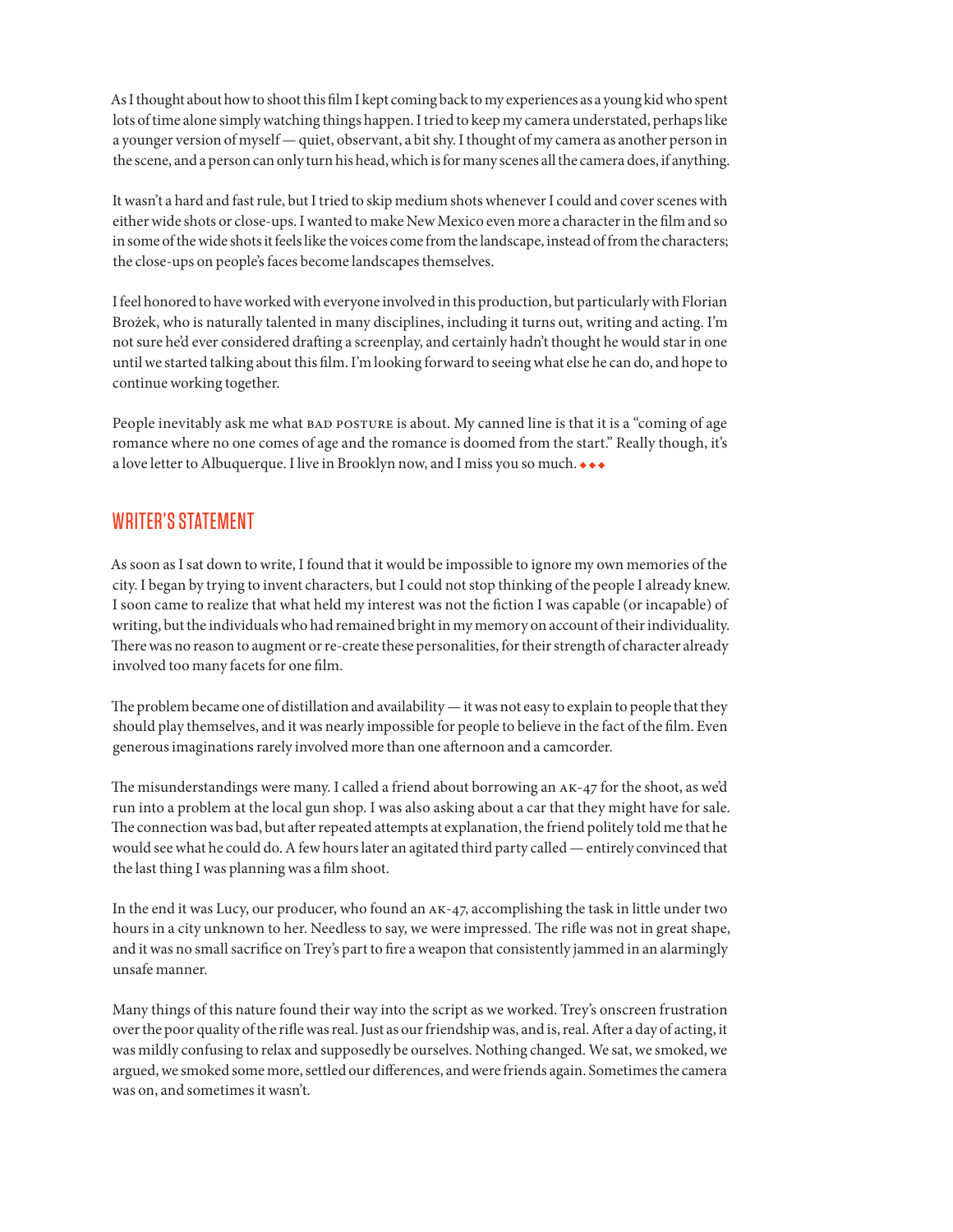As I thought about how to shoot this film I kept coming back to my experiences as a young kid who spent lots of time alone simply watching things happen. I tried to keep my camera understated, perhaps like a younger version of myself — quiet, observant, a bit shy. I thought of my camera as another person in the scene, and a person can only turn his head, which is for many scenes all the camera does, if anything.

It wasn't a hard and fast rule, but I tried to skip medium shots whenever I could and cover scenes with either wide shots or close-ups. I wanted to make New Mexico even more a character in the film and so in some of the wide shots it feels like the voices come from the landscape, instead of from the characters; the close-ups on people's faces become landscapes themselves.

I feel honored to have worked with everyone involved in this production, but particularly with Florian Brożek, who is naturally talented in many disciplines, including it turns out, writing and acting. I'm not sure he'd ever considered drafting a screenplay, and certainly hadn't thought he would star in one until we started talking about this film. I'm looking forward to seeing what else he can do, and hope to continue working together.

People inevitably ask me what BAD POSTURE is about. My canned line is that it is a "coming of age romance where no one comes of age and the romance is doomed from the start." Really though, it's a love letter to Albuquerque. I live in Brooklyn now, and I miss you so much. ◆◆◆

## WRITER'S STATEMENT

As soon as I sat down to write, I found that it would be impossible to ignore my own memories of the city. I began by trying to invent characters, but I could not stop thinking of the people I already knew. I soon came to realize that what held my interest was not the fiction I was capable (or incapable) of writing, but the individuals who had remained bright in my memory on account of their individuality. There was no reason to augment or re-create these personalities, for their strength of character already involved too many facets for one film.

The problem became one of distillation and availability — it was not easy to explain to people that they should play themselves, and it was nearly impossible for people to believe in the fact of the film. Even generous imaginations rarely involved more than one afternoon and a camcorder.

The misunderstandings were many. I called a friend about borrowing an AK-47 for the shoot, as we'd run into a problem at the local gun shop. I was also asking about a car that they might have for sale. The connection was bad, but after repeated attempts at explanation, the friend politely told me that he would see what he could do. A few hours later an agitated third party called — entirely convinced that the last thing I was planning was a film shoot.

In the end it was Lucy, our producer, who found an AK-47, accomplishing the task in little under two hours in a city unknown to her. Needless to say, we were impressed. The rifle was not in great shape, and it was no small sacrifice on Trey's part to fire a weapon that consistently jammed in an alarmingly unsafe manner.

Many things of this nature found their way into the script as we worked. Trey's onscreen frustration over the poor quality of the rifle was real. Just as our friendship was, and is, real. After a day of acting, it was mildly confusing to relax and supposedly be ourselves. Nothing changed. We sat, we smoked, we argued, we smoked some more, settled our differences, and were friends again. Sometimes the camera was on, and sometimes it wasn't.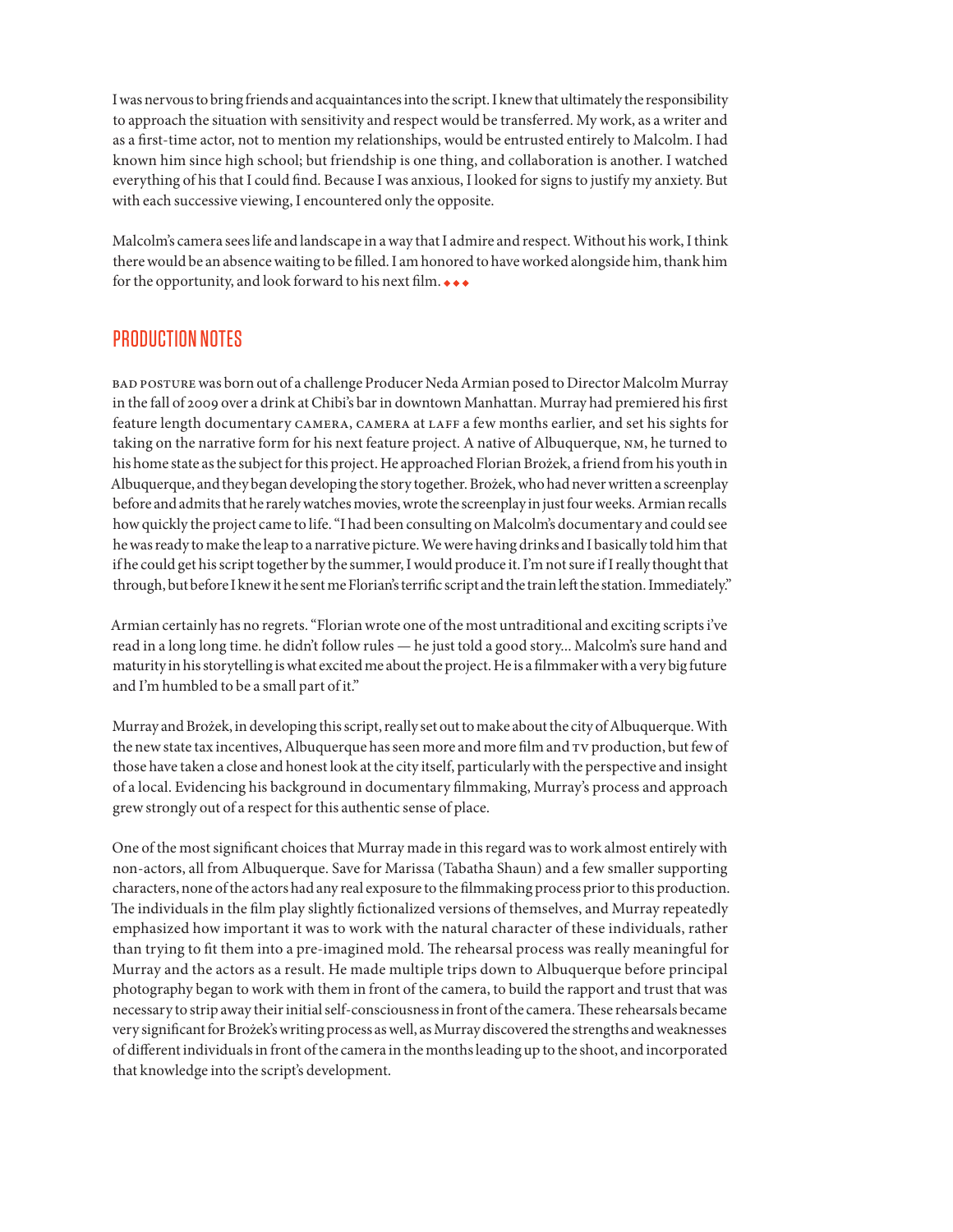I was nervous to bring friends and acquaintances into the script. I knew that ultimately the responsibility to approach the situation with sensitivity and respect would be transferred. My work, as a writer and as a first-time actor, not to mention my relationships, would be entrusted entirely to Malcolm. I had known him since high school; but friendship is one thing, and collaboration is another. I watched everything of his that I could find. Because I was anxious, I looked for signs to justify my anxiety. But with each successive viewing, I encountered only the opposite.

Malcolm's camera sees life and landscape in a way that I admire and respect. Without his work, I think there would be an absence waiting to be filled. I am honored to have worked alongside him, thank him for the opportunity, and look forward to his next film. ◆◆◆

## PRODUCTION NOTES

BAD POSTURE was born out of a challenge Producer Neda Armian posed to Director Malcolm Murray in the fall of 2009 over a drink at Chibi's bar in downtown Manhattan. Murray had premiered his first feature length documentary CAMERA, CAMERA at LAFF a few months earlier, and set his sights for taking on the narrative form for his next feature project. A native of Albuquerque, NM, he turned to his home state as the subject for this project. He approached Florian Brożek, a friend from his youth in Albuquerque, and they began developing the story together. Brożek, who had never written a screenplay before and admits that he rarely watches movies, wrote the screenplay in just four weeks. Armian recalls how quickly the project came to life. "I had been consulting on Malcolm's documentary and could see he was ready to make the leap to a narrative picture. We were having drinks and I basically told him that if he could get his script together by the summer, I would produce it. I'm not sure if I really thought that through, but before I knew it he sent me Florian's terrific script and the train left the station. Immediately."

Armian certainly has no regrets. "Florian wrote one of the most untraditional and exciting scripts i've read in a long long time. he didn't follow rules — he just told a good story... Malcolm's sure hand and maturity in his storytelling is what excited me about the project. He is a filmmaker with a very big future and I'm humbled to be a small part of it."

Murray and Brożek, in developing this script, really set out to make about the city of Albuquerque. With the new state tax incentives, Albuquerque has seen more and more film and TV production, but few of those have taken a close and honest look at the city itself, particularly with the perspective and insight of a local. Evidencing his background in documentary filmmaking, Murray's process and approach grew strongly out of a respect for this authentic sense of place.

One of the most significant choices that Murray made in this regard was to work almost entirely with non-actors, all from Albuquerque. Save for Marissa (Tabatha Shaun) and a few smaller supporting characters, none of the actors had any real exposure to the filmmaking process prior to this production. The individuals in the film play slightly fictionalized versions of themselves, and Murray repeatedly emphasized how important it was to work with the natural character of these individuals, rather than trying to fit them into a pre-imagined mold. The rehearsal process was really meaningful for Murray and the actors as a result. He made multiple trips down to Albuquerque before principal photography began to work with them in front of the camera, to build the rapport and trust that was necessary to strip away their initial self-consciousness in front of the camera. These rehearsals became very significant for Brożek's writing process as well, as Murray discovered the strengths and weaknesses of different individuals in front of the camera in the months leading up to the shoot, and incorporated that knowledge into the script's development.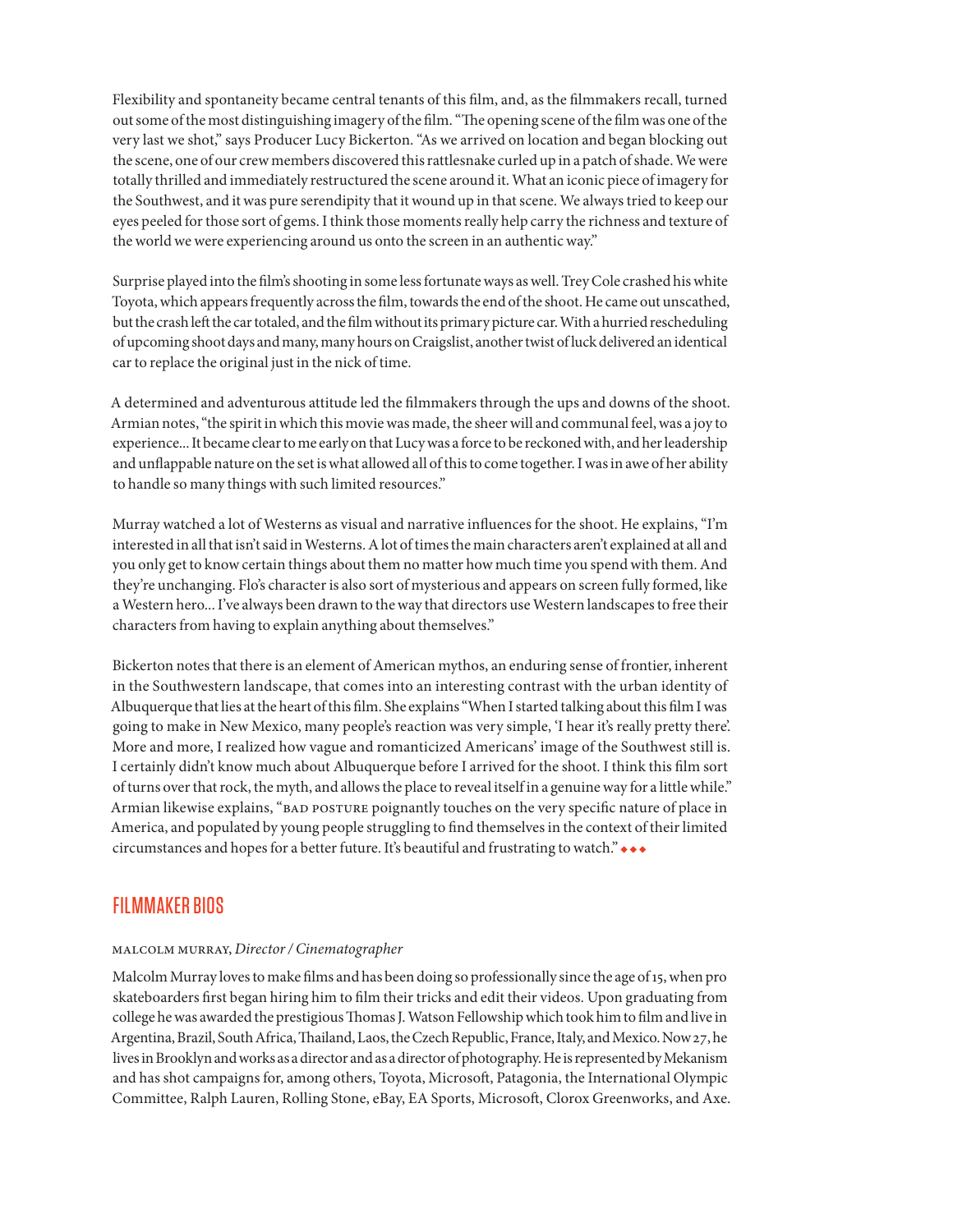Flexibility and spontaneity became central tenants of this film, and, as the filmmakers recall, turned out some of the most distinguishing imagery of the film. "The opening scene of the film was one of the very last we shot," says Producer Lucy Bickerton. "As we arrived on location and began blocking out the scene, one of our crew members discovered this rattlesnake curled up in a patch of shade. We were totally thrilled and immediately restructured the scene around it. What an iconic piece of imagery for the Southwest, and it was pure serendipity that it wound up in that scene. We always tried to keep our eyes peeled for those sort of gems. I think those moments really help carry the richness and texture of the world we were experiencing around us onto the screen in an authentic way."

Surprise played into the film's shooting in some less fortunate ways as well. Trey Cole crashed his white Toyota, which appears frequently across the film, towards the end of the shoot. He came out unscathed, but the crash left the car totaled, and the film without its primary picture car. With a hurried rescheduling of upcoming shoot days and many, many hours on Craigslist, another twist of luck delivered an identical car to replace the original just in the nick of time.

A determined and adventurous attitude led the filmmakers through the ups and downs of the shoot. Armian notes, "the spirit in which this movie was made, the sheer will and communal feel, was a joy to experience... It became clear to me early on that Lucy was a force to be reckoned with, and her leadership and unflappable nature on the set is what allowed all of this to come together. I was in awe of her ability to handle so many things with such limited resources."

Murray watched a lot of Westerns as visual and narrative influences for the shoot. He explains, "I'm interested in all that isn't said in Westerns. A lot of times the main characters aren't explained at all and you only get to know certain things about them no matter how much time you spend with them. And they're unchanging. Flo's character is also sort of mysterious and appears on screen fully formed, like a Western hero... I've always been drawn to the way that directors use Western landscapes to free their characters from having to explain anything about themselves."

Bickerton notes that there is an element of American mythos, an enduring sense of frontier, inherent in the Southwestern landscape, that comes into an interesting contrast with the urban identity of Albuquerque that lies at the heart of this film. She explains "When I started talking about this film I was going to make in New Mexico, many people's reaction was very simple, 'I hear it's really pretty there'. More and more, I realized how vague and romanticized Americans' image of the Southwest still is. I certainly didn't know much about Albuquerque before I arrived for the shoot. I think this film sort of turns over that rock, the myth, and allows the place to reveal itself in a genuine way for a little while." Armian likewise explains, "BAD POSTURE poignantly touches on the very specific nature of place in America, and populated by young people struggling to find themselves in the context of their limited circumstances and hopes for a better future. It's beautiful and frustrating to watch." ◆◆◆

## FILMMAKER BIOS

MALCOLM MURRAY, *Director / Cinematographer*

Malcolm Murray loves to make films and has been doing so professionally since the age of 15, when pro skateboarders first began hiring him to film their tricks and edit their videos. Upon graduating from college he was awarded the prestigious Thomas J. Watson Fellowship which took him to film and live in Argentina, Brazil, South Africa, Thailand, Laos, the Czech Republic, France, Italy, and Mexico. Now 27, he lives in Brooklyn and works as a director and as a director of photography. He is represented by Mekanism and has shot campaigns for, among others, Toyota, Microsoft, Patagonia, the International Olympic Committee, Ralph Lauren, Rolling Stone, eBay, EA Sports, Microsoft, Clorox Greenworks, and Axe.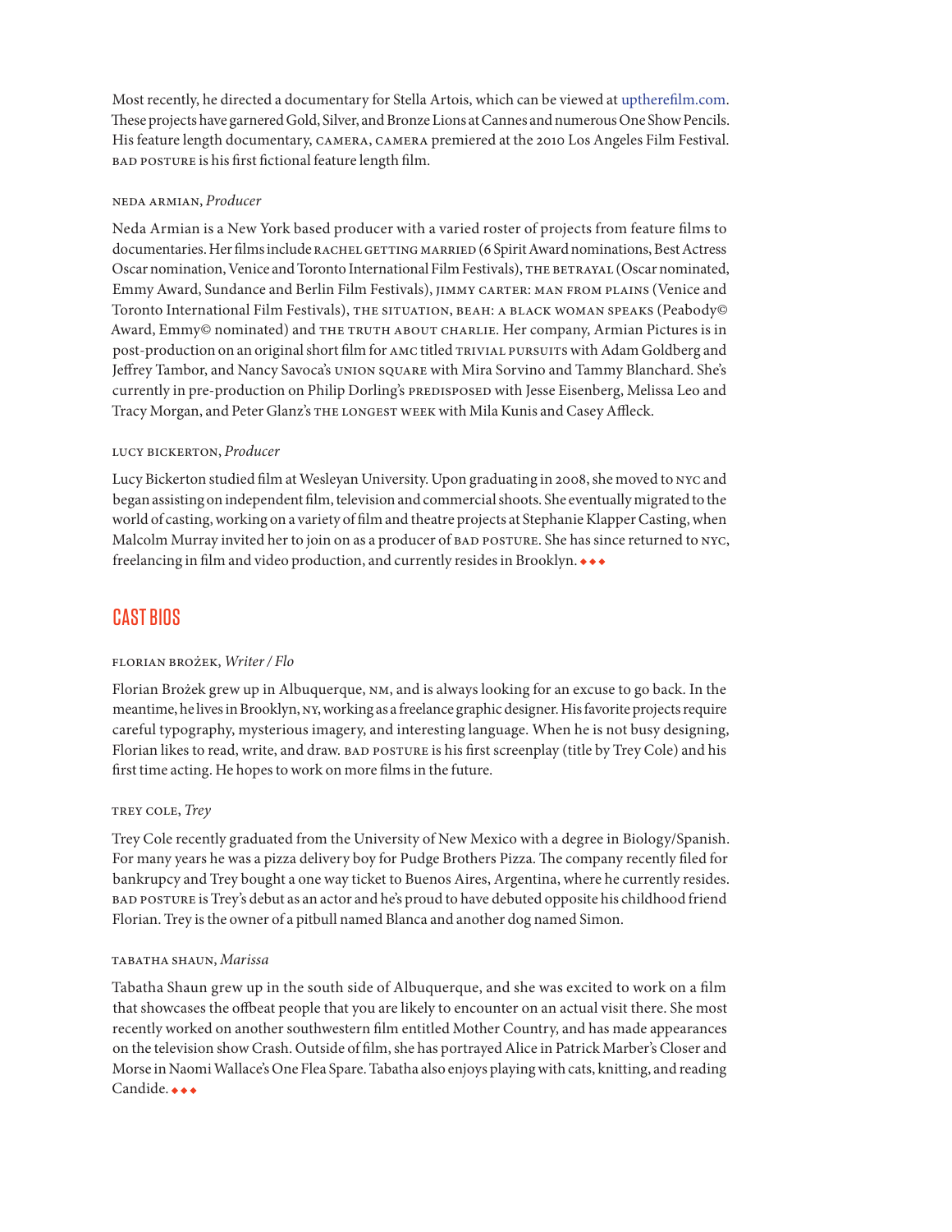Most recently, he directed a documentary for Stella Artois, which can be viewed at uptherefilm.com. These projects have garnered Gold, Silver, and Bronze Lions at Cannes and numerous One Show Pencils. His feature length documentary, CAMERA, CAMERA premiered at the 2010 Los Angeles Film Festival. BAD POSTURE is his first fictional feature length film.

NEDA ARMIAN, *Producer*

Neda Armian is a New York based producer with a varied roster of projects from feature films to documentaries. Her films include RACHEL GETTING MARRIED (6 Spirit Award nominations, Best Actress Oscar nomination, Venice and Toronto International Film Festivals), THE BETRAYAL (Oscar nominated, Emmy Award, Sundance and Berlin Film Festivals), JIMMY CARTER: MAN FROM PLAINS (Venice and Toronto International Film Festivals), THE SITUATION, BEAH: A BLACK WOMAN SPEAKS (Peabody© Award, Emmy© nominated) and THE TRUTH ABOUT CHARLIE. Her company, Armian Pictures is in post-production on an original short film for AMC titled TRIVIAL PURSUITS with Adam Goldberg and Jeffrey Tambor, and Nancy Savoca's UNION SQUARE with Mira Sorvino and Tammy Blanchard. She's currently in pre-production on Philip Dorling's PREDISPOSED with Jesse Eisenberg, Melissa Leo and Tracy Morgan, and Peter Glanz's THE LONGEST WEEK with Mila Kunis and Casey Affleck.

LUCY BICKERTON, *Producer*

Lucy Bickerton studied film at Wesleyan University. Upon graduating in 2008, she moved to NYC and began assisting on independent film, television and commercial shoots. She eventually migrated to the world of casting, working on a variety of film and theatre projects at Stephanie Klapper Casting, when Malcolm Murray invited her to join on as a producer of BAD POSTURE. She has since returned to NYC, freelancing in film and video production, and currently resides in Brooklyn. ◆◆◆

## CAST BIOS

FLORIAN BROŻEK, *Writer / Flo*

Florian Brożek grew up in Albuquerque, NM, and is always looking for an excuse to go back. In the meantime, he lives in Brooklyn, NY, working as a freelance graphic designer. His favorite projects require careful typography, mysterious imagery, and interesting language. When he is not busy designing, Florian likes to read, write, and draw. BAD POSTURE is his first screenplay (title by Trey Cole) and his first time acting. He hopes to work on more films in the future.

TREY COLE, *Trey*

Trey Cole recently graduated from the University of New Mexico with a degree in Biology/Spanish. For many years he was a pizza delivery boy for Pudge Brothers Pizza. The company recently filed for bankrupcy and Trey bought a one way ticket to Buenos Aires, Argentina, where he currently resides. BAD POSTURE is Trey's debut as an actor and he's proud to have debuted opposite his childhood friend Florian. Trey is the owner of a pitbull named Blanca and another dog named Simon.

TABATHA SHAUN, *Marissa*

Tabatha Shaun grew up in the south side of Albuquerque, and she was excited to work on a film that showcases the offbeat people that you are likely to encounter on an actual visit there. She most recently worked on another southwestern film entitled Mother Country, and has made appearances on the television show Crash. Outside of film, she has portrayed Alice in Patrick Marber's Closer and Morse in Naomi Wallace's One Flea Spare. Tabatha also enjoys playing with cats, knitting, and reading Candide. ◆◆◆